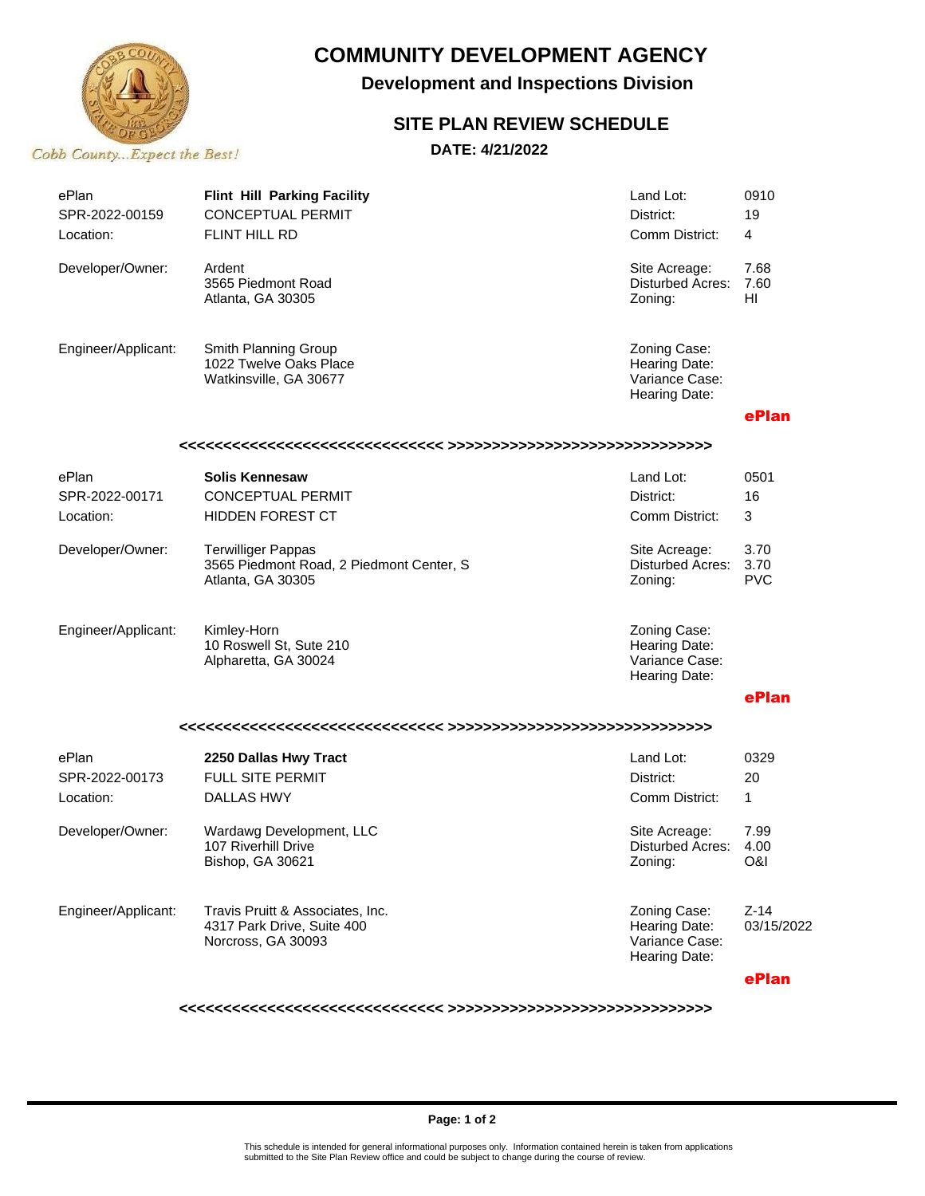Cobb County...Expect the Best!

# COMMUNITY DEVELOPMENT AGENCY

## Development and Inspections Division

## SITE PLAN REVIEW SCHEDULE

**DATE: 4/21/2022**

| | | | |
|---|---|---|---|
| ePlan | **Flint Hill Parking Facility** | Land Lot: | 0910 |
| SPR-2022-00159 | CONCEPTUAL PERMIT | District: | 19 |
| Location: | FLINT HILL RD | Comm District: | 4 |
| Developer/Owner: | Ardent<br>3565 Piedmont Road<br>Atlanta, GA 30305 | Site Acreage:<br>Disturbed Acres:<br>Zoning: | 7.68<br>7.60<br>HI |
| Engineer/Applicant: | Smith Planning Group<br>1022 Twelve Oaks Place<br>Watkinsville, GA 30677 | Zoning Case:<br>Hearing Date:<br>Variance Case:<br>Hearing Date: | |

**ePlan**

<<<<<<<<<<<<<<<<<<<<<<<<<<<<<< >>>>>>>>>>>>>>>>>>>>>>>>>>>>>>

| | | | |
|---|---|---|---|
| ePlan | **Solis Kennesaw** | Land Lot: | 0501 |
| SPR-2022-00171 | CONCEPTUAL PERMIT | District: | 16 |
| Location: | HIDDEN FOREST CT | Comm District: | 3 |
| Developer/Owner: | Terwilliger Pappas<br>3565 Piedmont Road, 2 Piedmont Center, S<br>Atlanta, GA 30305 | Site Acreage:<br>Disturbed Acres:<br>Zoning: | 3.70<br>3.70<br>PVC |
| Engineer/Applicant: | Kimley-Horn<br>10 Roswell St, Sute 210<br>Alpharetta, GA 30024 | Zoning Case:<br>Hearing Date:<br>Variance Case:<br>Hearing Date: | |

**ePlan**

<<<<<<<<<<<<<<<<<<<<<<<<<<<<<< >>>>>>>>>>>>>>>>>>>>>>>>>>>>>>

| | | | |
|---|---|---|---|
| ePlan | **2250 Dallas Hwy Tract** | Land Lot: | 0329 |
| SPR-2022-00173 | FULL SITE PERMIT | District: | 20 |
| Location: | DALLAS HWY | Comm District: | 1 |
| Developer/Owner: | Wardawg Development, LLC<br>107 Riverhill Drive<br>Bishop, GA 30621 | Site Acreage:<br>Disturbed Acres:<br>Zoning: | 7.99<br>4.00<br>O&I |
| Engineer/Applicant: | Travis Pruitt & Associates, Inc.<br>4317 Park Drive, Suite 400<br>Norcross, GA 30093 | Zoning Case:<br>Hearing Date:<br>Variance Case:<br>Hearing Date: | Z-14<br>03/15/2022 |

**ePlan**

<<<<<<<<<<<<<<<<<<<<<<<<<<<<<< >>>>>>>>>>>>>>>>>>>>>>>>>>>>>>

This schedule is intended for general informational purposes only. Information contained herein is taken from applications submitted to the Site Plan Review office and could be subject to change during the course of review.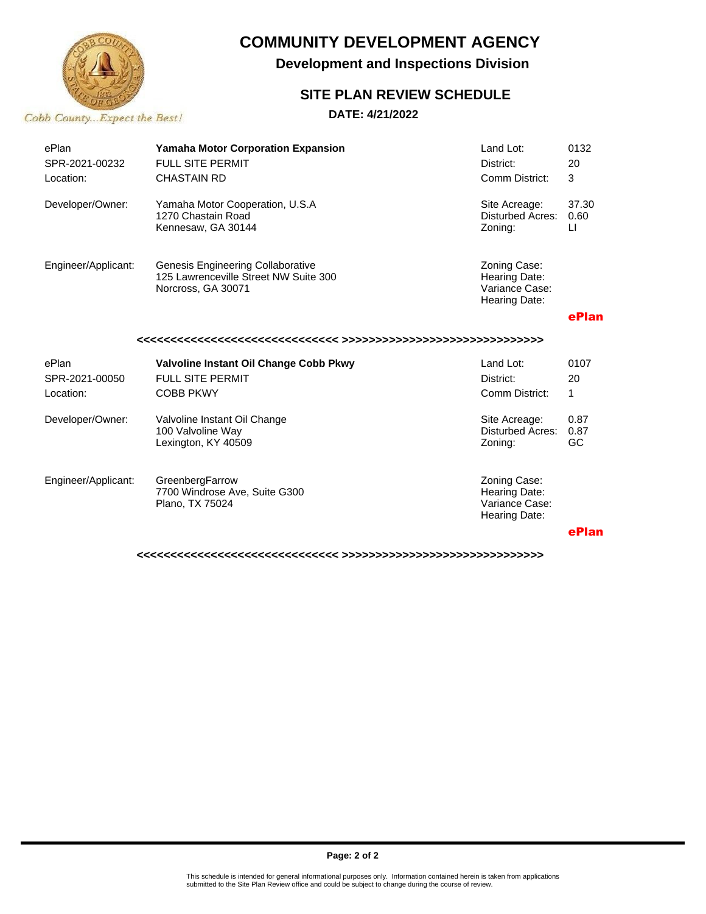# COMMUNITY DEVELOPMENT AGENCY

## Development and Inspections Division

### SITE PLAN REVIEW SCHEDULE

**DATE: 4/21/2022**

Cobb County...Expect the Best!

| | | | |
|---|---|---|---|
| ePlan | **Yamaha Motor Corporation Expansion** | Land Lot: | 0132 |
| SPR-2021-00232 | FULL SITE PERMIT | District: | 20 |
| Location: | CHASTAIN RD | Comm District: | 3 |
| Developer/Owner: | Yamaha Motor Cooperation, U.S.A<br>1270 Chastain Road<br>Kennesaw, GA 30144 | Site Acreage:<br>Disturbed Acres:<br>Zoning: | 37.30<br>0.60<br>LI |
| Engineer/Applicant: | Genesis Engineering Collaborative<br>125 Lawrenceville Street NW Suite 300<br>Norcross, GA 30071 | Zoning Case:<br>Hearing Date:<br>Variance Case:<br>Hearing Date: | |

**ePlan**

<<<<<<<<<<<<<<<<<<<<<<<<<<<<<< >>>>>>>>>>>>>>>>>>>>>>>>>>>>>>

| | | | |
|---|---|---|---|
| ePlan | **Valvoline Instant Oil Change Cobb Pkwy** | Land Lot: | 0107 |
| SPR-2021-00050 | FULL SITE PERMIT | District: | 20 |
| Location: | COBB PKWY | Comm District: | 1 |
| Developer/Owner: | Valvoline Instant Oil Change<br>100 Valvoline Way<br>Lexington, KY 40509 | Site Acreage:<br>Disturbed Acres:<br>Zoning: | 0.87<br>0.87<br>GC |
| Engineer/Applicant: | GreenbergFarrow<br>7700 Windrose Ave, Suite G300<br>Plano, TX 75024 | Zoning Case:<br>Hearing Date:<br>Variance Case:<br>Hearing Date: | |

**ePlan**

<<<<<<<<<<<<<<<<<<<<<<<<<<<<<< >>>>>>>>>>>>>>>>>>>>>>>>>>>>>>

This schedule is intended for general informational purposes only. Information contained herein is taken from applications submitted to the Site Plan Review office and could be subject to change during the course of review.